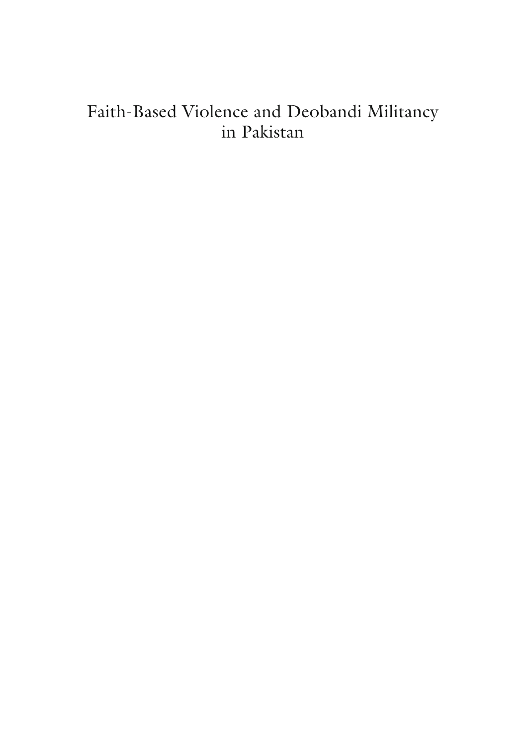# Faith-Based Violence and Deobandi Militancy in Pakistan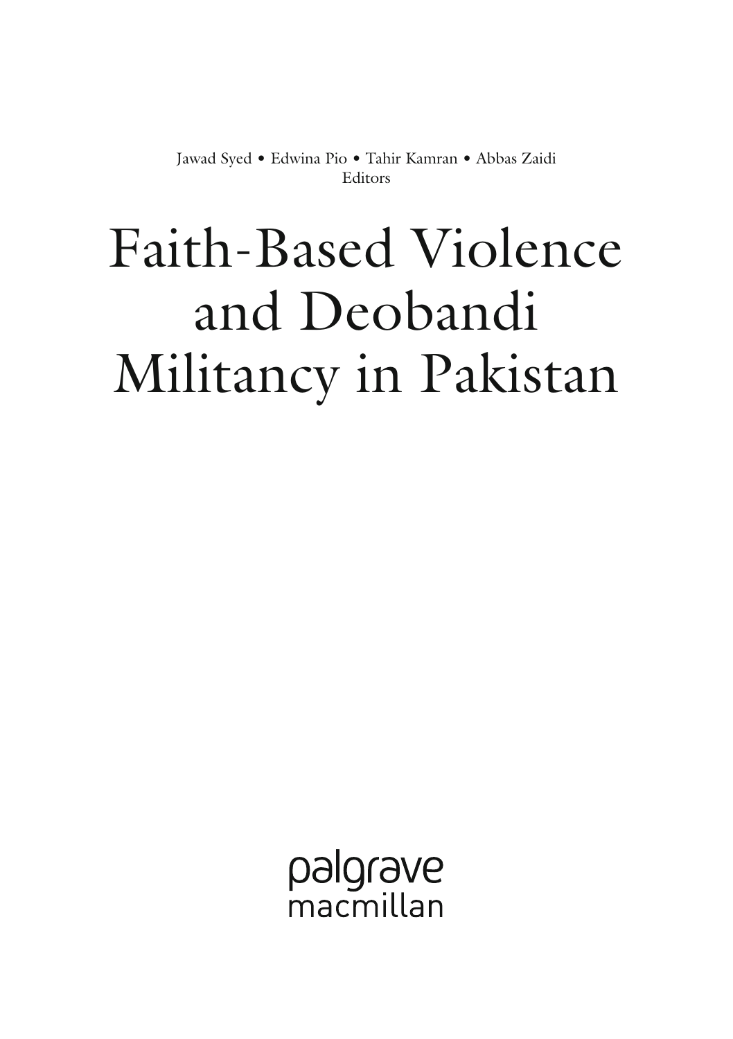Jawad Syed • Edwina Pio • Tahir Kamran • Abbas Zaidi
Editors

# Faith-Based Violence and Deobandi Militancy in Pakistan

palgrave
macmillan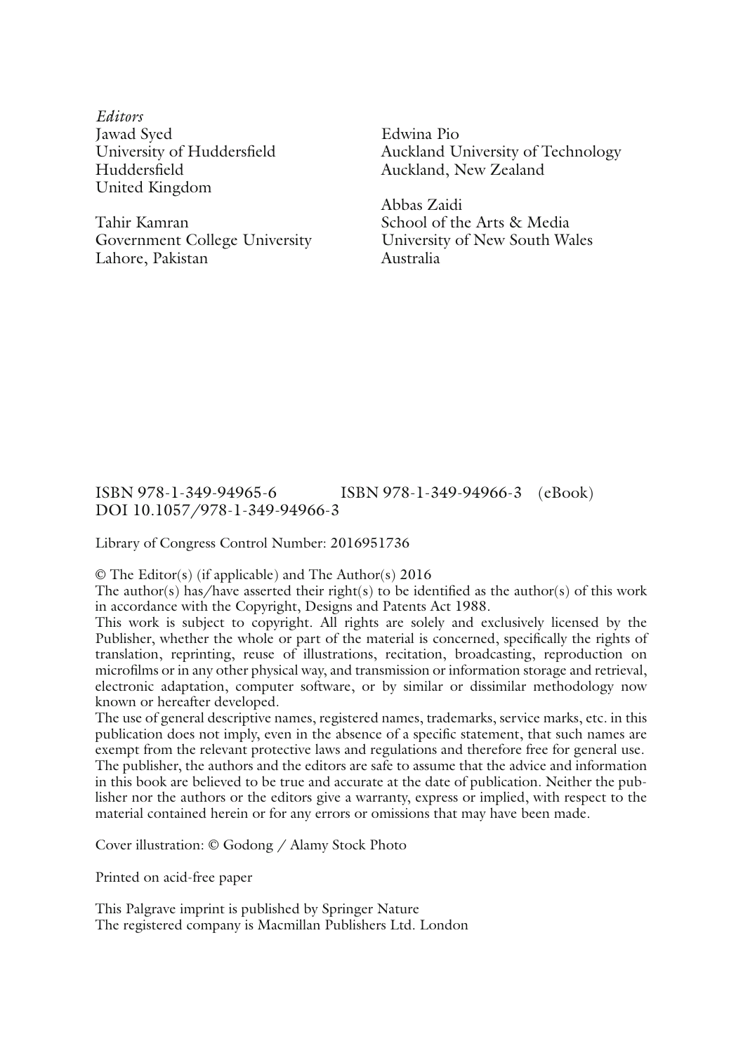*Editors*

Jawad Syed
University of Huddersfield
Huddersfield
United Kingdom

Tahir Kamran
Government College University
Lahore, Pakistan

Edwina Pio
Auckland University of Technology
Auckland, New Zealand

Abbas Zaidi
School of the Arts & Media
University of New South Wales
Australia

ISBN 978-1-349-94965-6 ISBN 978-1-349-94966-3 (eBook)
DOI 10.1057/978-1-349-94966-3

Library of Congress Control Number: 2016951736

© The Editor(s) (if applicable) and The Author(s) 2016
The author(s) has/have asserted their right(s) to be identified as the author(s) of this work in accordance with the Copyright, Designs and Patents Act 1988.
This work is subject to copyright. All rights are solely and exclusively licensed by the Publisher, whether the whole or part of the material is concerned, specifically the rights of translation, reprinting, reuse of illustrations, recitation, broadcasting, reproduction on microfilms or in any other physical way, and transmission or information storage and retrieval, electronic adaptation, computer software, or by similar or dissimilar methodology now known or hereafter developed.
The use of general descriptive names, registered names, trademarks, service marks, etc. in this publication does not imply, even in the absence of a specific statement, that such names are exempt from the relevant protective laws and regulations and therefore free for general use.
The publisher, the authors and the editors are safe to assume that the advice and information in this book are believed to be true and accurate at the date of publication. Neither the publisher nor the authors or the editors give a warranty, express or implied, with respect to the material contained herein or for any errors or omissions that may have been made.

Cover illustration: © Godong / Alamy Stock Photo

Printed on acid-free paper

This Palgrave imprint is published by Springer Nature
The registered company is Macmillan Publishers Ltd. London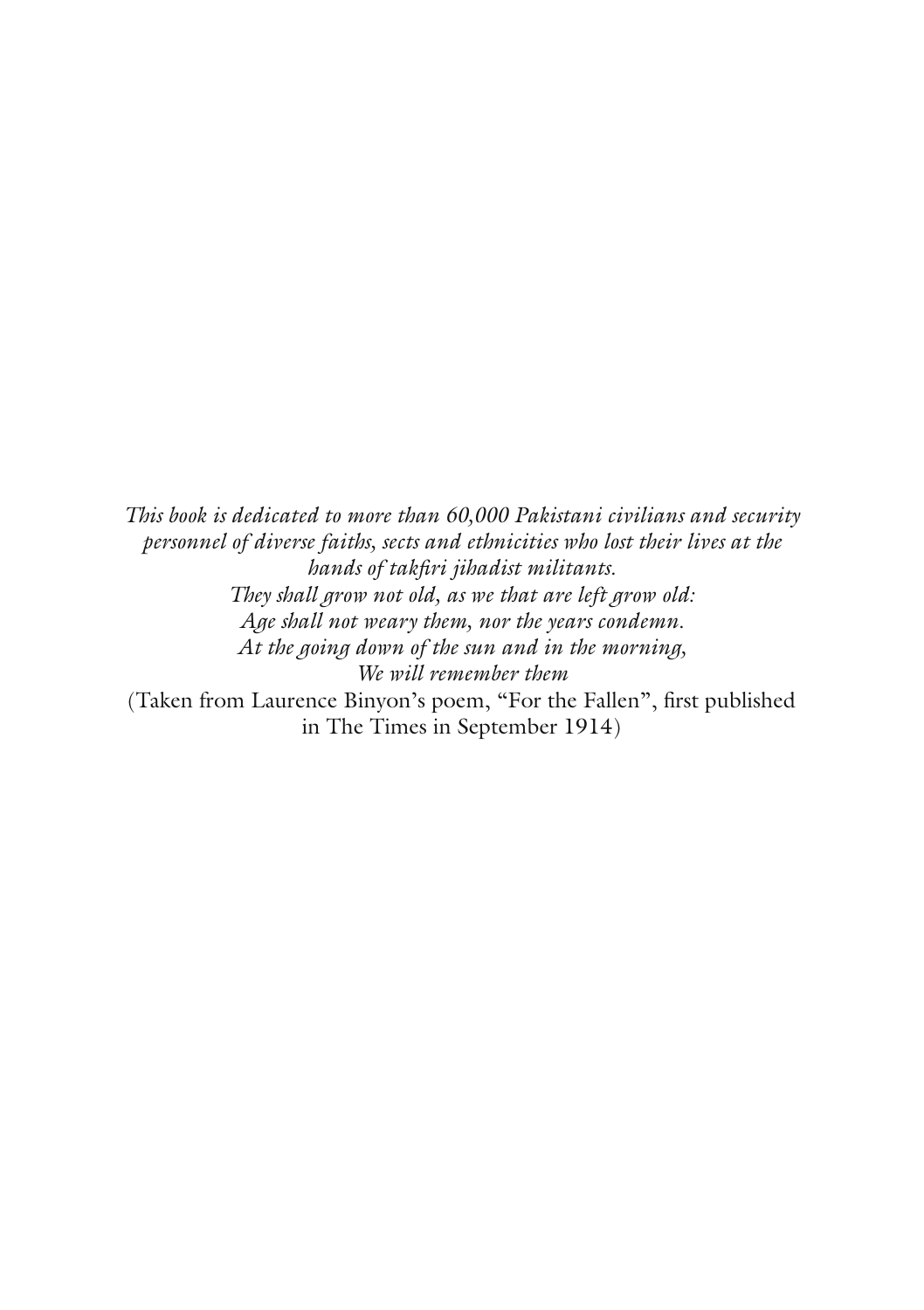*This book is dedicated to more than 60,000 Pakistani civilians and security personnel of diverse faiths, sects and ethnicities who lost their lives at the hands of takfiri jihadist militants.*

*They shall grow not old, as we that are left grow old:*
*Age shall not weary them, nor the years condemn.*
*At the going down of the sun and in the morning,*
*We will remember them*

(Taken from Laurence Binyon's poem, "For the Fallen", first published in The Times in September 1914)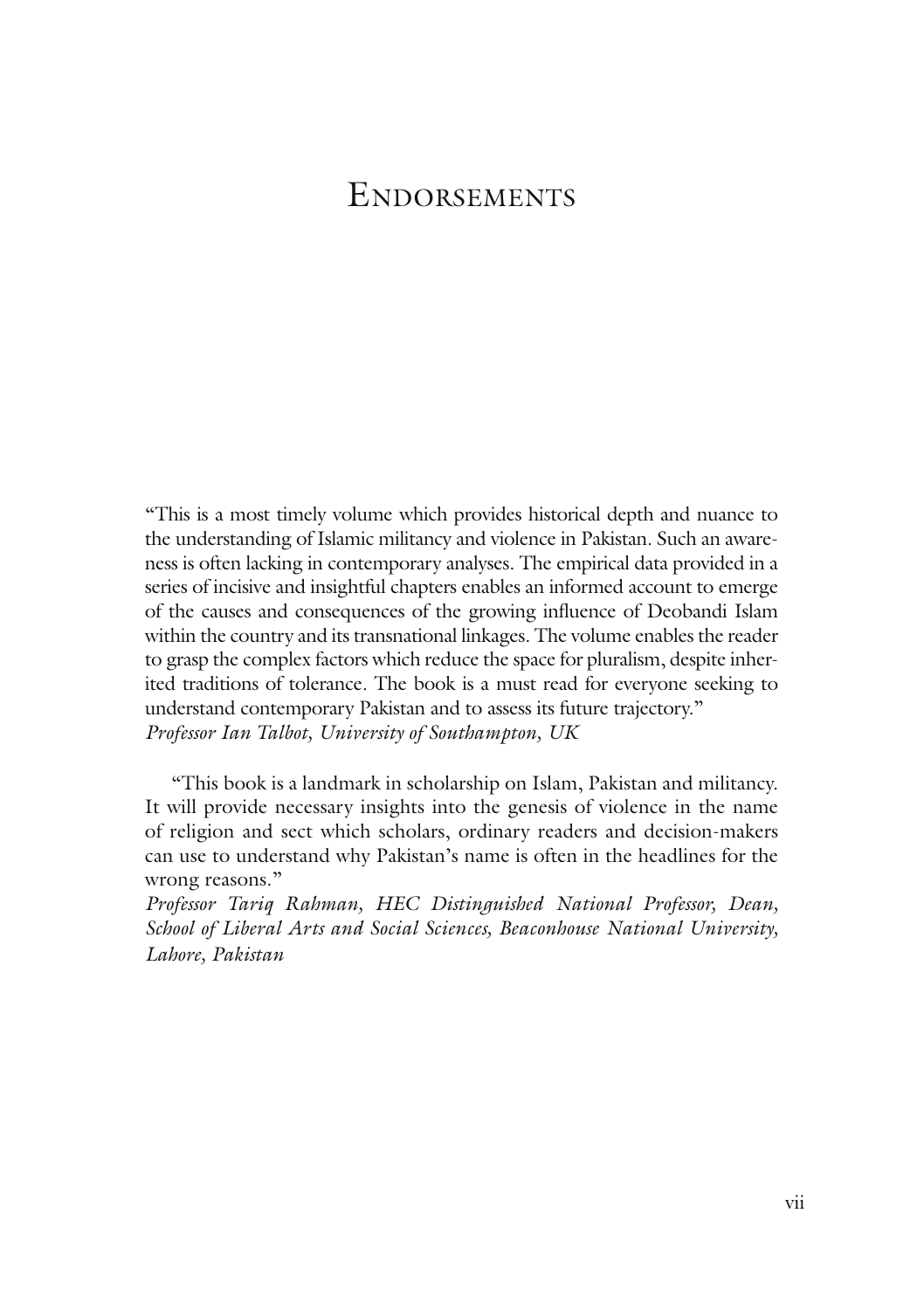# Endorsements

"This is a most timely volume which provides historical depth and nuance to the understanding of Islamic militancy and violence in Pakistan. Such an awareness is often lacking in contemporary analyses. The empirical data provided in a series of incisive and insightful chapters enables an informed account to emerge of the causes and consequences of the growing influence of Deobandi Islam within the country and its transnational linkages. The volume enables the reader to grasp the complex factors which reduce the space for pluralism, despite inherited traditions of tolerance. The book is a must read for everyone seeking to understand contemporary Pakistan and to assess its future trajectory."
*Professor Ian Talbot, University of Southampton, UK*

"This book is a landmark in scholarship on Islam, Pakistan and militancy. It will provide necessary insights into the genesis of violence in the name of religion and sect which scholars, ordinary readers and decision-makers can use to understand why Pakistan's name is often in the headlines for the wrong reasons."
*Professor Tariq Rahman, HEC Distinguished National Professor, Dean, School of Liberal Arts and Social Sciences, Beaconhouse National University, Lahore, Pakistan*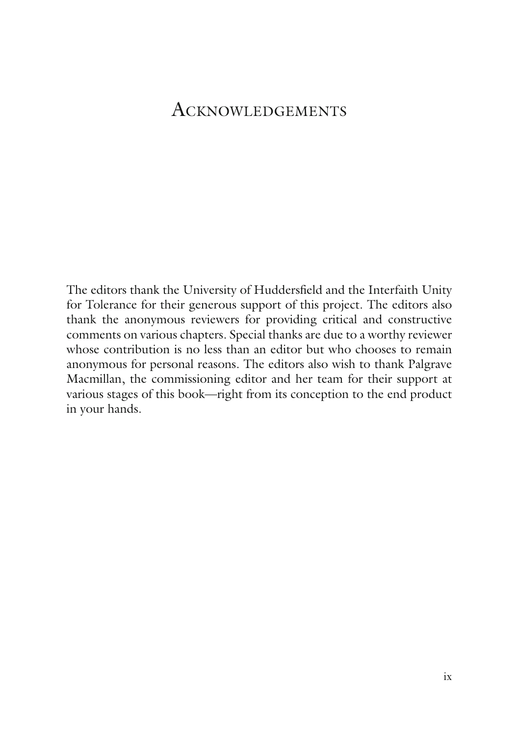# Acknowledgements

The editors thank the University of Huddersfield and the Interfaith Unity for Tolerance for their generous support of this project. The editors also thank the anonymous reviewers for providing critical and constructive comments on various chapters. Special thanks are due to a worthy reviewer whose contribution is no less than an editor but who chooses to remain anonymous for personal reasons. The editors also wish to thank Palgrave Macmillan, the commissioning editor and her team for their support at various stages of this book—right from its conception to the end product in your hands.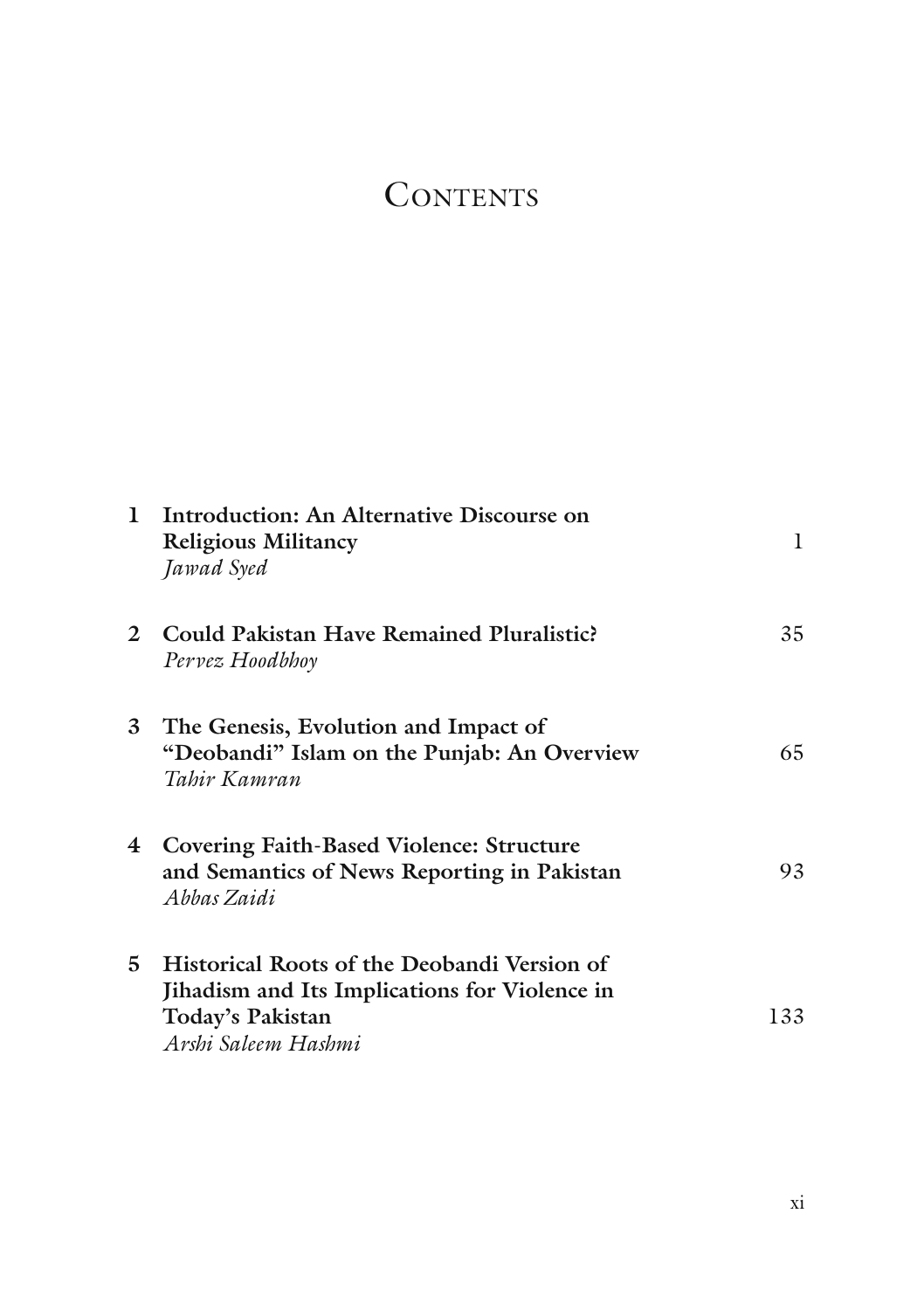# Contents

| | | |
|---|---|---|
| 1 | **Introduction: An Alternative Discourse on Religious Militancy**<br>*Jawad Syed* | 1 |
| 2 | **Could Pakistan Have Remained Pluralistic?**<br>*Pervez Hoodbhoy* | 35 |
| 3 | **The Genesis, Evolution and Impact of "Deobandi" Islam on the Punjab: An Overview**<br>*Tahir Kamran* | 65 |
| 4 | **Covering Faith-Based Violence: Structure and Semantics of News Reporting in Pakistan**<br>*Abbas Zaidi* | 93 |
| 5 | **Historical Roots of the Deobandi Version of Jihadism and Its Implications for Violence in Today's Pakistan**<br>*Arshi Saleem Hashmi* | 133 |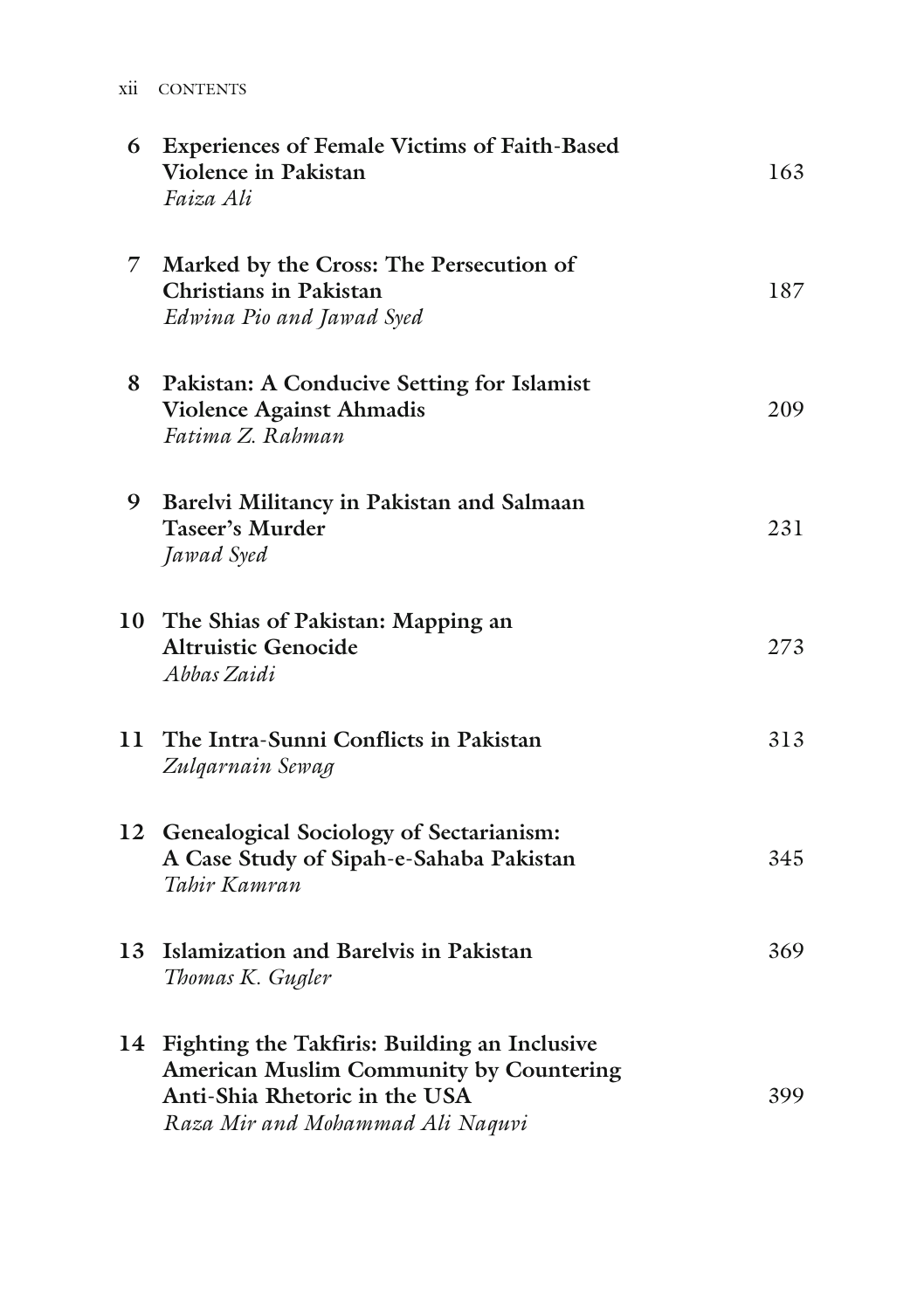| | | |
|---|---|---|
| 6 | **Experiences of Female Victims of Faith-Based Violence in Pakistan**<br>*Faiza Ali* | 163 |
| 7 | **Marked by the Cross: The Persecution of Christians in Pakistan**<br>*Edwina Pio and Jawad Syed* | 187 |
| 8 | **Pakistan: A Conducive Setting for Islamist Violence Against Ahmadis**<br>*Fatima Z. Rahman* | 209 |
| 9 | **Barelvi Militancy in Pakistan and Salmaan Taseer's Murder**<br>*Jawad Syed* | 231 |
| 10 | **The Shias of Pakistan: Mapping an Altruistic Genocide**<br>*Abbas Zaidi* | 273 |
| 11 | **The Intra-Sunni Conflicts in Pakistan**<br>*Zulqarnain Sewag* | 313 |
| 12 | **Genealogical Sociology of Sectarianism: A Case Study of Sipah-e-Sahaba Pakistan**<br>*Tahir Kamran* | 345 |
| 13 | **Islamization and Barelvis in Pakistan**<br>*Thomas K. Gugler* | 369 |
| 14 | **Fighting the Takfiris: Building an Inclusive American Muslim Community by Countering Anti-Shia Rhetoric in the USA**<br>*Raza Mir and Mohammad Ali Naquvi* | 399 |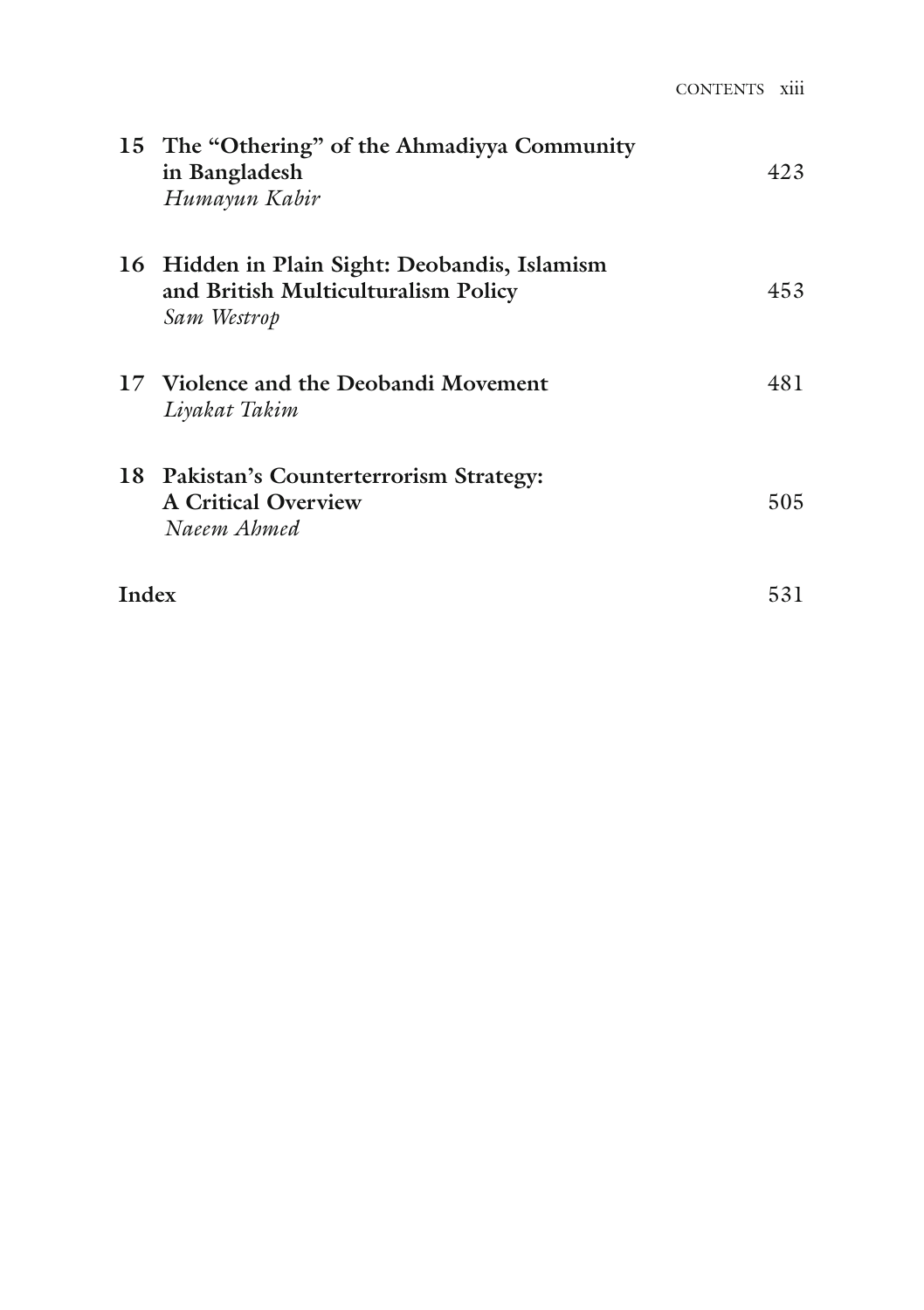15 **The "Othering" of the Ahmadiyya Community in Bangladesh** 423
*Humayun Kabir*

16 **Hidden in Plain Sight: Deobandis, Islamism and British Multiculturalism Policy** 453
*Sam Westrop*

17 **Violence and the Deobandi Movement** 481
*Liyakat Takim*

18 **Pakistan's Counterterrorism Strategy: A Critical Overview** 505
*Naeem Ahmed*

**Index** 531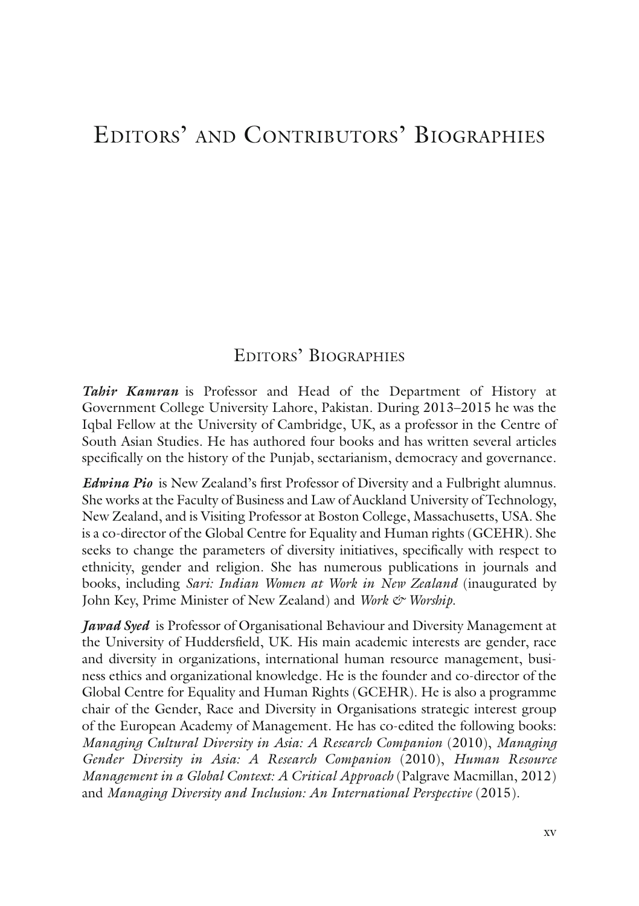# Editors' and Contributors' Biographies

## Editors' Biographies

***Tahir Kamran*** is Professor and Head of the Department of History at Government College University Lahore, Pakistan. During 2013–2015 he was the Iqbal Fellow at the University of Cambridge, UK, as a professor in the Centre of South Asian Studies. He has authored four books and has written several articles specifically on the history of the Punjab, sectarianism, democracy and governance.

***Edwina Pio*** is New Zealand's first Professor of Diversity and a Fulbright alumnus. She works at the Faculty of Business and Law of Auckland University of Technology, New Zealand, and is Visiting Professor at Boston College, Massachusetts, USA. She is a co-director of the Global Centre for Equality and Human rights (GCEHR). She seeks to change the parameters of diversity initiatives, specifically with respect to ethnicity, gender and religion. She has numerous publications in journals and books, including *Sari: Indian Women at Work in New Zealand* (inaugurated by John Key, Prime Minister of New Zealand) and *Work & Worship*.

***Jawad Syed*** is Professor of Organisational Behaviour and Diversity Management at the University of Huddersfield, UK. His main academic interests are gender, race and diversity in organizations, international human resource management, business ethics and organizational knowledge. He is the founder and co-director of the Global Centre for Equality and Human Rights (GCEHR). He is also a programme chair of the Gender, Race and Diversity in Organisations strategic interest group of the European Academy of Management. He has co-edited the following books: *Managing Cultural Diversity in Asia: A Research Companion* (2010), *Managing Gender Diversity in Asia: A Research Companion* (2010), *Human Resource Management in a Global Context: A Critical Approach* (Palgrave Macmillan, 2012) and *Managing Diversity and Inclusion: An International Perspective* (2015).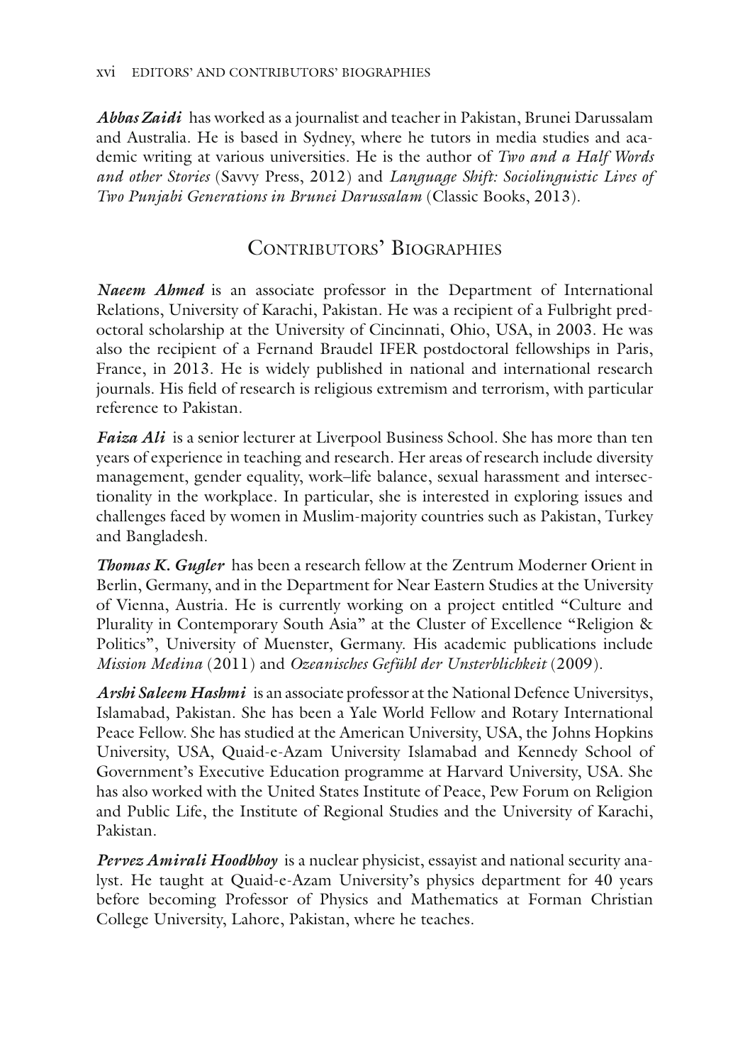***Abbas Zaidi*** has worked as a journalist and teacher in Pakistan, Brunei Darussalam and Australia. He is based in Sydney, where he tutors in media studies and academic writing at various universities. He is the author of *Two and a Half Words and other Stories* (Savvy Press, 2012) and *Language Shift: Sociolinguistic Lives of Two Punjabi Generations in Brunei Darussalam* (Classic Books, 2013).

## Contributors' Biographies

***Naeem Ahmed*** is an associate professor in the Department of International Relations, University of Karachi, Pakistan. He was a recipient of a Fulbright predoctoral scholarship at the University of Cincinnati, Ohio, USA, in 2003. He was also the recipient of a Fernand Braudel IFER postdoctoral fellowships in Paris, France, in 2013. He is widely published in national and international research journals. His field of research is religious extremism and terrorism, with particular reference to Pakistan.

***Faiza Ali*** is a senior lecturer at Liverpool Business School. She has more than ten years of experience in teaching and research. Her areas of research include diversity management, gender equality, work–life balance, sexual harassment and intersectionality in the workplace. In particular, she is interested in exploring issues and challenges faced by women in Muslim-majority countries such as Pakistan, Turkey and Bangladesh.

***Thomas K. Gugler*** has been a research fellow at the Zentrum Moderner Orient in Berlin, Germany, and in the Department for Near Eastern Studies at the University of Vienna, Austria. He is currently working on a project entitled "Culture and Plurality in Contemporary South Asia" at the Cluster of Excellence "Religion & Politics", University of Muenster, Germany. His academic publications include *Mission Medina* (2011) and *Ozeanisches Gefühl der Unsterblichkeit* (2009).

***Arshi Saleem Hashmi*** is an associate professor at the National Defence Universitys, Islamabad, Pakistan. She has been a Yale World Fellow and Rotary International Peace Fellow. She has studied at the American University, USA, the Johns Hopkins University, USA, Quaid-e-Azam University Islamabad and Kennedy School of Government's Executive Education programme at Harvard University, USA. She has also worked with the United States Institute of Peace, Pew Forum on Religion and Public Life, the Institute of Regional Studies and the University of Karachi, Pakistan.

***Pervez Amirali Hoodbhoy*** is a nuclear physicist, essayist and national security analyst. He taught at Quaid-e-Azam University's physics department for 40 years before becoming Professor of Physics and Mathematics at Forman Christian College University, Lahore, Pakistan, where he teaches.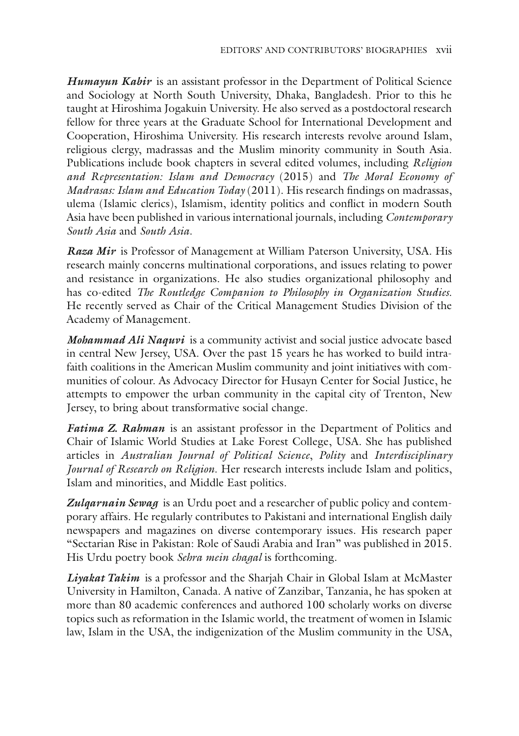***Humayun Kabir*** is an assistant professor in the Department of Political Science and Sociology at North South University, Dhaka, Bangladesh. Prior to this he taught at Hiroshima Jogakuin University. He also served as a postdoctoral research fellow for three years at the Graduate School for International Development and Cooperation, Hiroshima University. His research interests revolve around Islam, religious clergy, madrassas and the Muslim minority community in South Asia. Publications include book chapters in several edited volumes, including *Religion and Representation: Islam and Democracy* (2015) and *The Moral Economy of Madrasas: Islam and Education Today* (2011). His research findings on madrassas, ulema (Islamic clerics), Islamism, identity politics and conflict in modern South Asia have been published in various international journals, including *Contemporary South Asia* and *South Asia*.

***Raza Mir*** is Professor of Management at William Paterson University, USA. His research mainly concerns multinational corporations, and issues relating to power and resistance in organizations. He also studies organizational philosophy and has co-edited *The Routledge Companion to Philosophy in Organization Studies*. He recently served as Chair of the Critical Management Studies Division of the Academy of Management.

***Mohammad Ali Naquvi*** is a community activist and social justice advocate based in central New Jersey, USA. Over the past 15 years he has worked to build intra-faith coalitions in the American Muslim community and joint initiatives with communities of colour. As Advocacy Director for Husayn Center for Social Justice, he attempts to empower the urban community in the capital city of Trenton, New Jersey, to bring about transformative social change.

***Fatima Z. Rahman*** is an assistant professor in the Department of Politics and Chair of Islamic World Studies at Lake Forest College, USA. She has published articles in *Australian Journal of Political Science*, *Polity* and *Interdisciplinary Journal of Research on Religion*. Her research interests include Islam and politics, Islam and minorities, and Middle East politics.

***Zulqarnain Sewag*** is an Urdu poet and a researcher of public policy and contemporary affairs. He regularly contributes to Pakistani and international English daily newspapers and magazines on diverse contemporary issues. His research paper "Sectarian Rise in Pakistan: Role of Saudi Arabia and Iran" was published in 2015. His Urdu poetry book *Sehra mein chagal* is forthcoming.

***Liyakat Takim*** is a professor and the Sharjah Chair in Global Islam at McMaster University in Hamilton, Canada. A native of Zanzibar, Tanzania, he has spoken at more than 80 academic conferences and authored 100 scholarly works on diverse topics such as reformation in the Islamic world, the treatment of women in Islamic law, Islam in the USA, the indigenization of the Muslim community in the USA,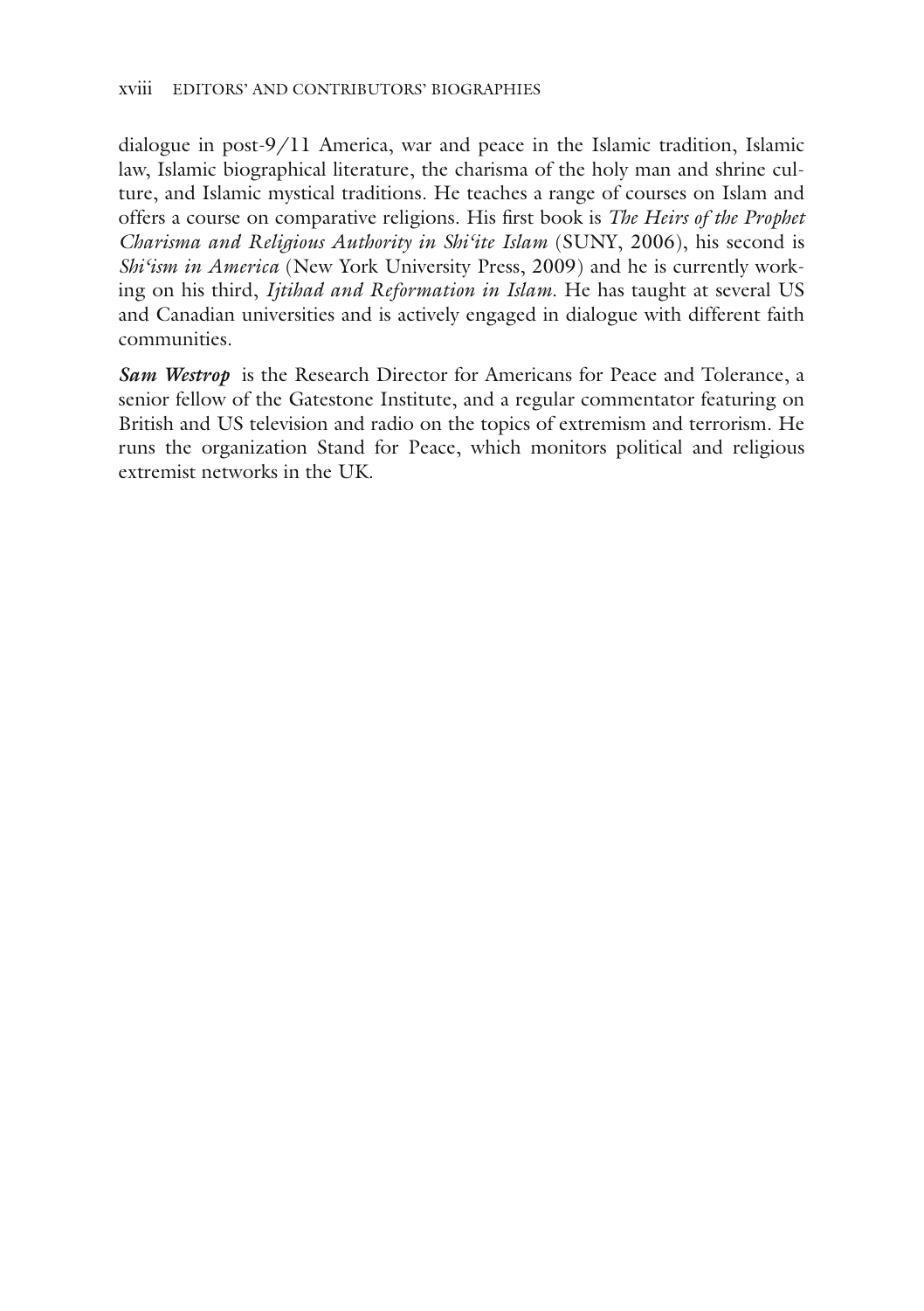dialogue in post-9/11 America, war and peace in the Islamic tradition, Islamic law, Islamic biographical literature, the charisma of the holy man and shrine culture, and Islamic mystical traditions. He teaches a range of courses on Islam and offers a course on comparative religions. His first book is *The Heirs of the Prophet Charisma and Religious Authority in Shi'ite Islam* (SUNY, 2006), his second is *Shi'ism in America* (New York University Press, 2009) and he is currently working on his third, *Ijtihad and Reformation in Islam*. He has taught at several US and Canadian universities and is actively engaged in dialogue with different faith communities.

***Sam Westrop*** is the Research Director for Americans for Peace and Tolerance, a senior fellow of the Gatestone Institute, and a regular commentator featuring on British and US television and radio on the topics of extremism and terrorism. He runs the organization Stand for Peace, which monitors political and religious extremist networks in the UK.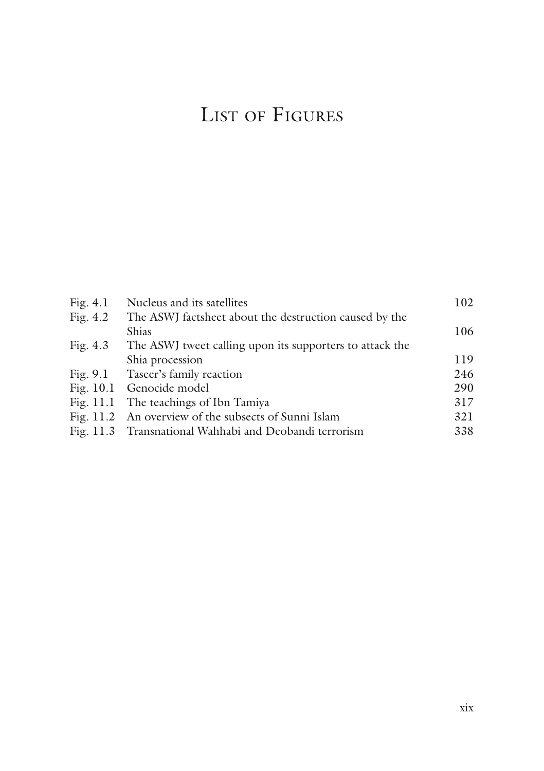# List of Figures

| | | |
|---|---|---|
| Fig. 4.1 | Nucleus and its satellites | 102 |
| Fig. 4.2 | The ASWJ factsheet about the destruction caused by the Shias | 106 |
| Fig. 4.3 | The ASWJ tweet calling upon its supporters to attack the Shia procession | 119 |
| Fig. 9.1 | Taseer's family reaction | 246 |
| Fig. 10.1 | Genocide model | 290 |
| Fig. 11.1 | The teachings of Ibn Tamiya | 317 |
| Fig. 11.2 | An overview of the subsects of Sunni Islam | 321 |
| Fig. 11.3 | Transnational Wahhabi and Deobandi terrorism | 338 |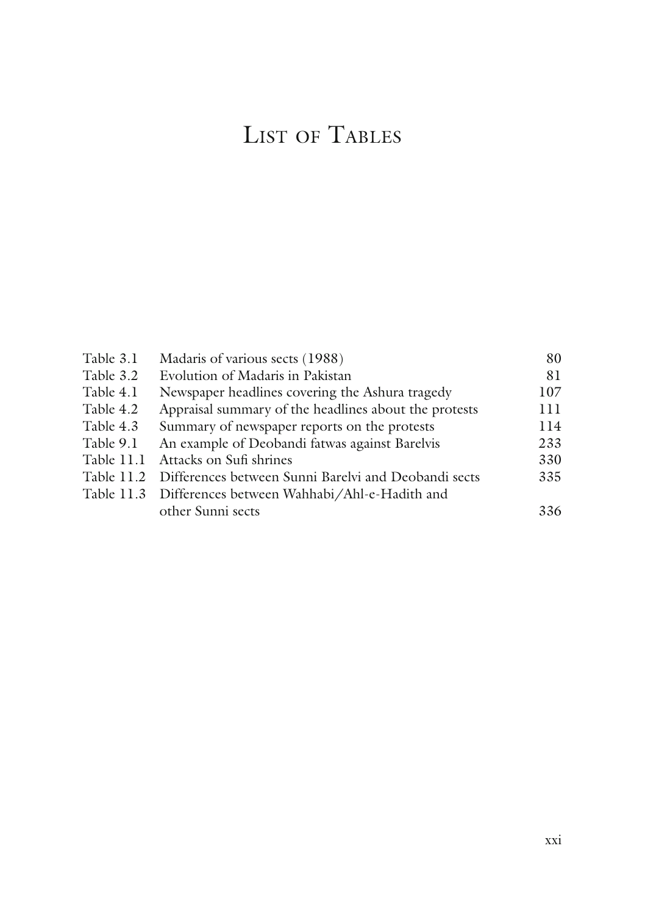# List of Tables

| | | |
|---|---|---|
| Table 3.1 | Madaris of various sects (1988) | 80 |
| Table 3.2 | Evolution of Madaris in Pakistan | 81 |
| Table 4.1 | Newspaper headlines covering the Ashura tragedy | 107 |
| Table 4.2 | Appraisal summary of the headlines about the protests | 111 |
| Table 4.3 | Summary of newspaper reports on the protests | 114 |
| Table 9.1 | An example of Deobandi fatwas against Barelvis | 233 |
| Table 11.1 | Attacks on Sufi shrines | 330 |
| Table 11.2 | Differences between Sunni Barelvi and Deobandi sects | 335 |
| Table 11.3 | Differences between Wahhabi/Ahl-e-Hadith and other Sunni sects | 336 |